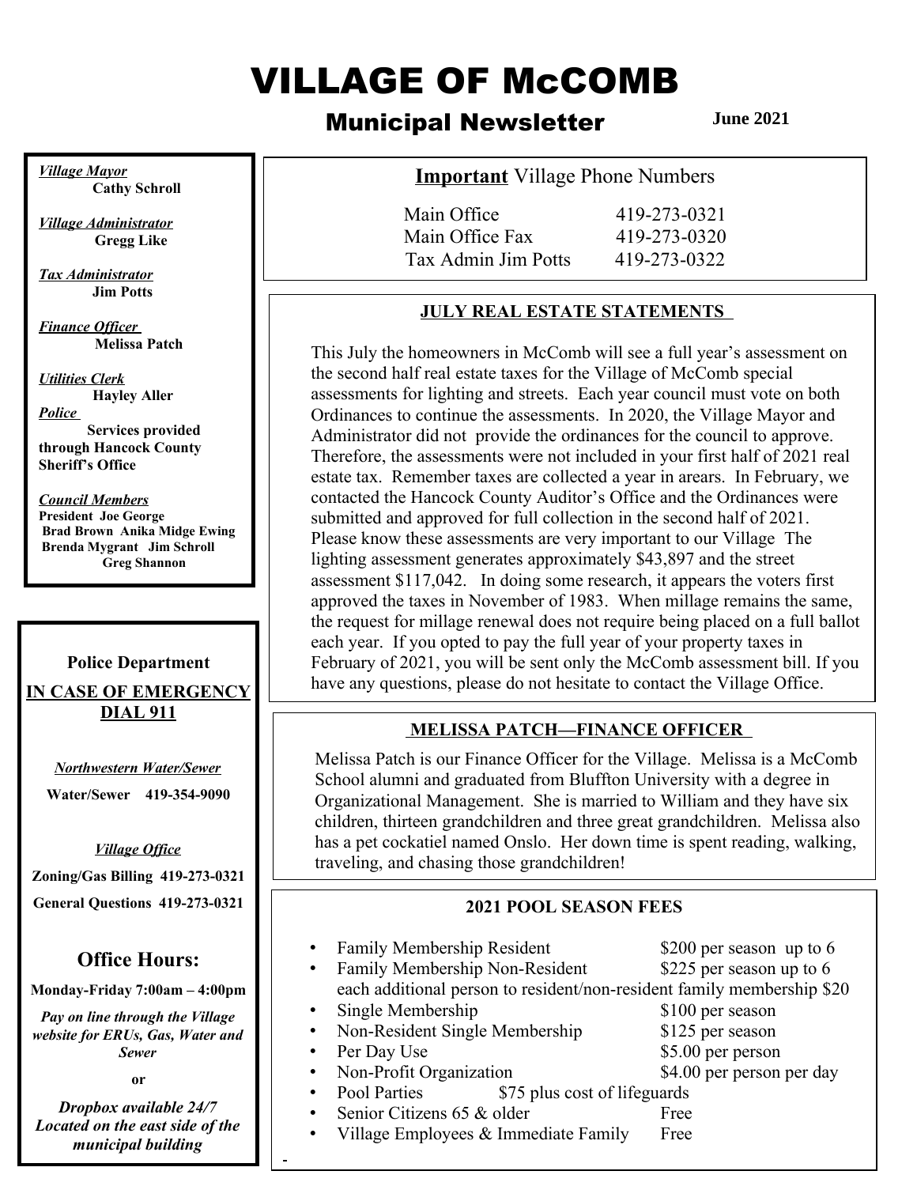# VILLAGE OF McCOMB

## Municipal Newsletter

**June 2021**

*Village Mayor*
**Cathy Schroll**

*Village Administrator*
**Gregg Like**

*Tax Administrator*
**Jim Potts**

*Finance Officer*
**Melissa Patch**

*Utilities Clerk*
**Hayley Aller**

*Police*
**Services provided through Hancock County Sheriff's Office**

*Council Members*
**President Joe George**
**Brad Brown Anika Midge Ewing**
**Brenda Mygrant Jim Schroll**
**Greg Shannon**

**Police Department**

**IN CASE OF EMERGENCY DIAL 911**

*Northwestern Water/Sewer*

**Water/Sewer 419-354-9090**

*Village Office*

**Zoning/Gas Billing 419-273-0321**

**General Questions 419-273-0321**

### Office Hours:

**Monday-Friday 7:00am – 4:00pm**

***Pay on line through the Village website for ERUs, Gas, Water and Sewer***

**or**

***Dropbox available 24/7 Located on the east side of the municipal building***

### **Important** Village Phone Numbers

| | |
|---|---|
| Main Office | 419-273-0321 |
| Main Office Fax | 419-273-0320 |
| Tax Admin Jim Potts | 419-273-0322 |

### JULY REAL ESTATE STATEMENTS

This July the homeowners in McComb will see a full year's assessment on the second half real estate taxes for the Village of McComb special assessments for lighting and streets. Each year council must vote on both Ordinances to continue the assessments. In 2020, the Village Mayor and Administrator did not provide the ordinances for the council to approve. Therefore, the assessments were not included in your first half of 2021 real estate tax. Remember taxes are collected a year in arears. In February, we contacted the Hancock County Auditor's Office and the Ordinances were submitted and approved for full collection in the second half of 2021. Please know these assessments are very important to our Village The lighting assessment generates approximately $43,897 and the street assessment $117,042. In doing some research, it appears the voters first approved the taxes in November of 1983. When millage remains the same, the request for millage renewal does not require being placed on a full ballot each year. If you opted to pay the full year of your property taxes in February of 2021, you will be sent only the McComb assessment bill. If you have any questions, please do not hesitate to contact the Village Office.

### MELISSA PATCH—FINANCE OFFICER

Melissa Patch is our Finance Officer for the Village. Melissa is a McComb School alumni and graduated from Bluffton University with a degree in Organizational Management. She is married to William and they have six children, thirteen grandchildren and three great grandchildren. Melissa also has a pet cockatiel named Onslo. Her down time is spent reading, walking, traveling, and chasing those grandchildren!

### 2021 POOL SEASON FEES

- Family Membership Resident — $200 per season up to 6
- Family Membership Non-Resident — $225 per season up to 6
  each additional person to resident/non-resident family membership $20
- Single Membership — $100 per season
- Non-Resident Single Membership — $125 per season
- Per Day Use — $5.00 per person
- Non-Profit Organization — $4.00 per person per day
- Pool Parties — $75 plus cost of lifeguards
- Senior Citizens 65 & older — Free
- Village Employees & Immediate Family — Free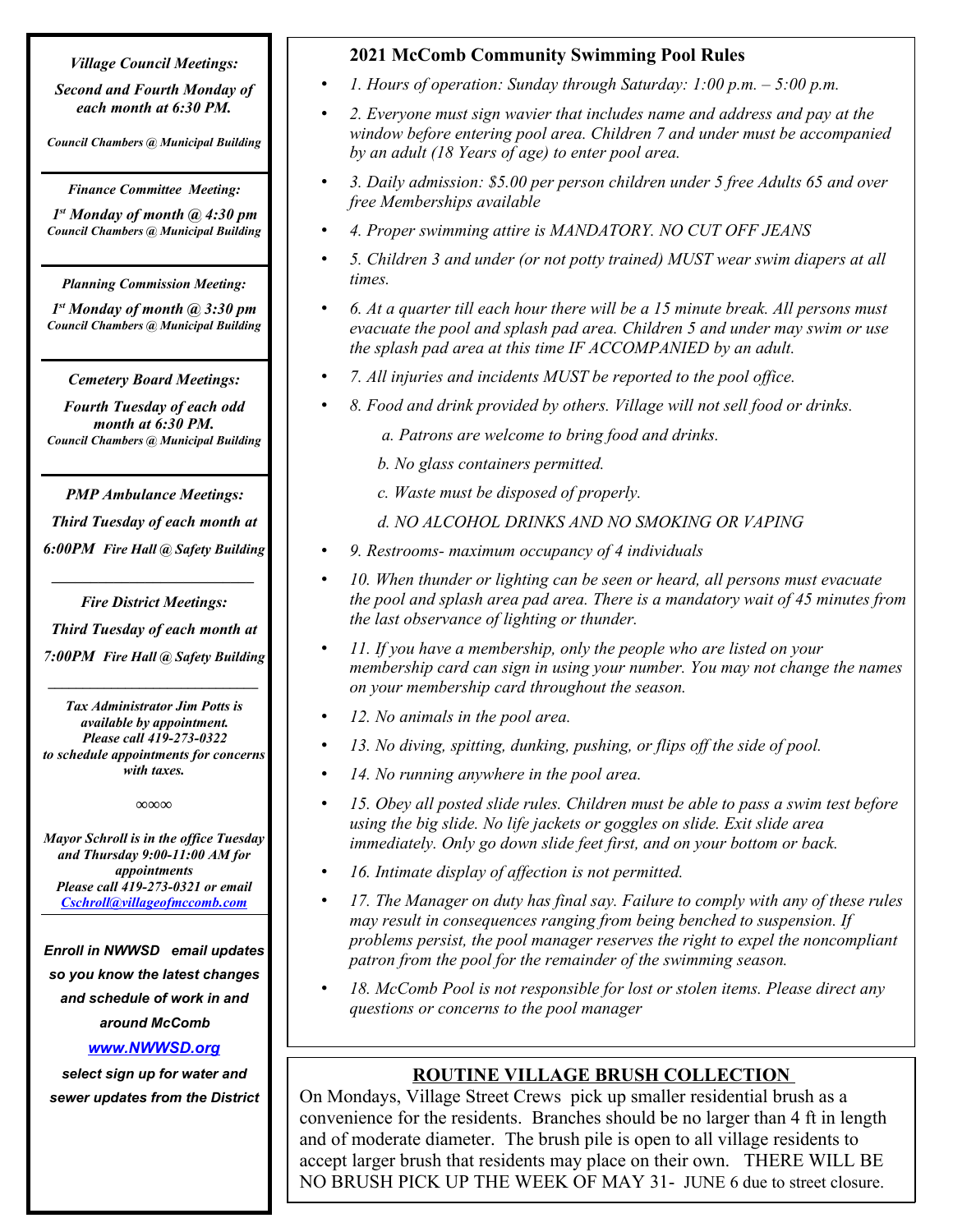*Village Council Meetings:*

***Second and Fourth Monday of each month at 6:30 PM.***

***Council Chambers @ Municipal Building***

---

*Finance Committee Meeting:*

***1st Monday of month @ 4:30 pm***
***Council Chambers @ Municipal Building***

---

*Planning Commission Meeting:*

***1st Monday of month @ 3:30 pm***
***Council Chambers @ Municipal Building***

---

*Cemetery Board Meetings:*

***Fourth Tuesday of each odd month at 6:30 PM.***
***Council Chambers @ Municipal Building***

---

*PMP Ambulance Meetings:*

***Third Tuesday of each month at 6:00PM Fire Hall @ Safety Building***

---

*Fire District Meetings:*

***Third Tuesday of each month at 7:00PM Fire Hall @ Safety Building***

---

***Tax Administrator Jim Potts is available by appointment. Please call 419-273-0322 to schedule appointments for concerns with taxes.***

∞∞∞

***Mayor Schroll is in the office Tuesday and Thursday 9:00-11:00 AM for appointments Please call 419-273-0321 or email [Cschroll@villageofmccomb.com](mailto:Cschroll@villageofmccomb.com)***

---

***Enroll in NWWSD email updates so you know the latest changes and schedule of work in and around McComb***

***[www.NWWSD.org](http://www.NWWSD.org)***

***select sign up for water and sewer updates from the District***

## 2021 McComb Community Swimming Pool Rules

- *1. Hours of operation: Sunday through Saturday: 1:00 p.m. – 5:00 p.m.*
- *2. Everyone must sign wavier that includes name and address and pay at the window before entering pool area. Children 7 and under must be accompanied by an adult (18 Years of age) to enter pool area.*
- *3. Daily admission: $5.00 per person children under 5 free Adults 65 and over free Memberships available*
- *4. Proper swimming attire is MANDATORY. NO CUT OFF JEANS*
- *5. Children 3 and under (or not potty trained) MUST wear swim diapers at all times.*
- *6. At a quarter till each hour there will be a 15 minute break. All persons must evacuate the pool and splash pad area. Children 5 and under may swim or use the splash pad area at this time IF ACCOMPANIED by an adult.*
- *7. All injuries and incidents MUST be reported to the pool office.*
- *8. Food and drink provided by others. Village will not sell food or drinks.*
  - *a. Patrons are welcome to bring food and drinks.*
  - *b. No glass containers permitted.*
  - *c. Waste must be disposed of properly.*
  - *d. NO ALCOHOL DRINKS AND NO SMOKING OR VAPING*
- *9. Restrooms- maximum occupancy of 4 individuals*
- *10. When thunder or lighting can be seen or heard, all persons must evacuate the pool and splash area pad area. There is a mandatory wait of 45 minutes from the last observance of lighting or thunder.*
- *11. If you have a membership, only the people who are listed on your membership card can sign in using your number. You may not change the names on your membership card throughout the season.*
- *12. No animals in the pool area.*
- *13. No diving, spitting, dunking, pushing, or flips off the side of pool.*
- *14. No running anywhere in the pool area.*
- *15. Obey all posted slide rules. Children must be able to pass a swim test before using the big slide. No life jackets or goggles on slide. Exit slide area immediately. Only go down slide feet first, and on your bottom or back.*
- *16. Intimate display of affection is not permitted.*
- *17. The Manager on duty has final say. Failure to comply with any of these rules may result in consequences ranging from being benched to suspension. If problems persist, the pool manager reserves the right to expel the noncompliant patron from the pool for the remainder of the swimming season.*
- *18. McComb Pool is not responsible for lost or stolen items. Please direct any questions or concerns to the pool manager*

## ROUTINE VILLAGE BRUSH COLLECTION

On Mondays, Village Street Crews pick up smaller residential brush as a convenience for the residents. Branches should be no larger than 4 ft in length and of moderate diameter. The brush pile is open to all village residents to accept larger brush that residents may place on their own. THERE WILL BE NO BRUSH PICK UP THE WEEK OF MAY 31- JUNE 6 due to street closure.